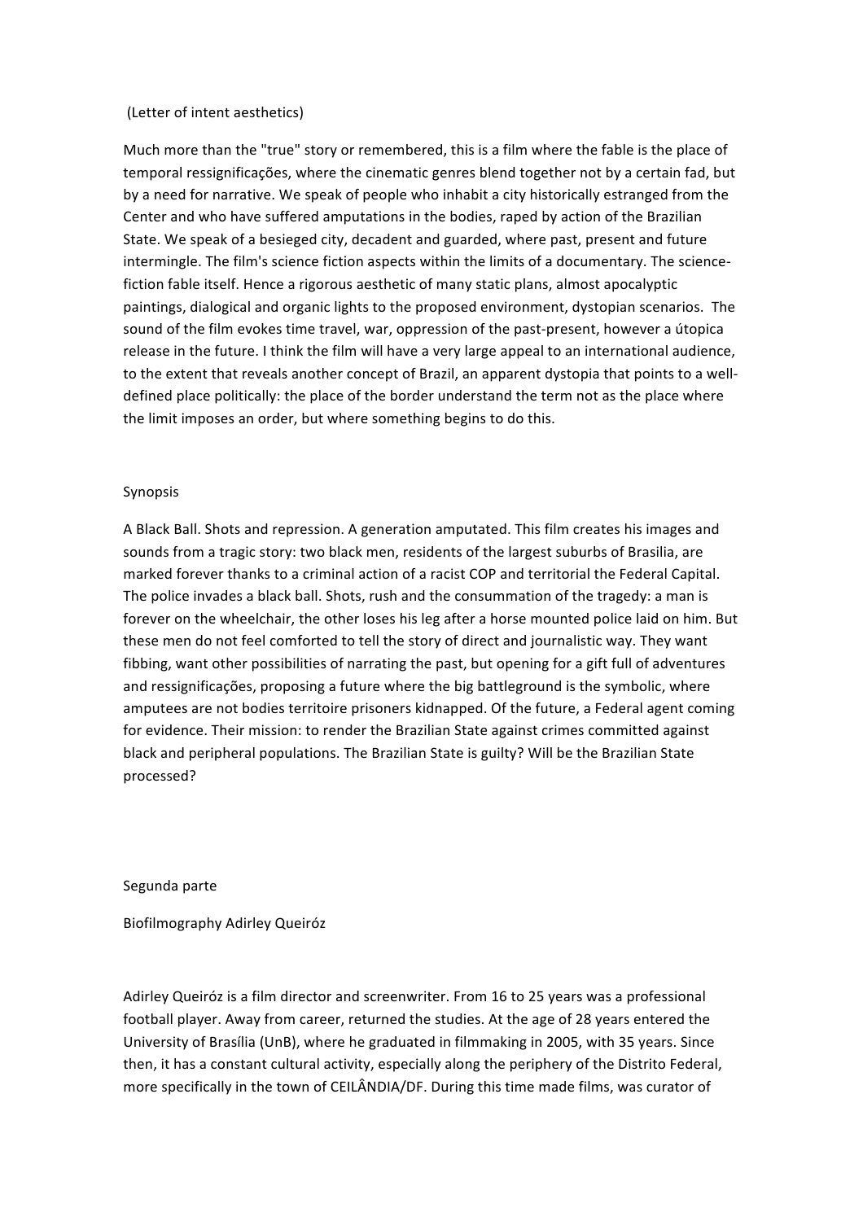(Letter of intent aesthetics)

Much more than the "true" story or remembered, this is a film where the fable is the place of temporal ressignificações, where the cinematic genres blend together not by a certain fad, but by a need for narrative. We speak of people who inhabit a city historically estranged from the Center and who have suffered amputations in the bodies, raped by action of the Brazilian State. We speak of a besieged city, decadent and guarded, where past, present and future intermingle. The film's science fiction aspects within the limits of a documentary. The science-fiction fable itself. Hence a rigorous aesthetic of many static plans, almost apocalyptic paintings, dialogical and organic lights to the proposed environment, dystopian scenarios. The sound of the film evokes time travel, war, oppression of the past-present, however a útopica release in the future. I think the film will have a very large appeal to an international audience, to the extent that reveals another concept of Brazil, an apparent dystopia that points to a well-defined place politically: the place of the border understand the term not as the place where the limit imposes an order, but where something begins to do this.

Synopsis

A Black Ball. Shots and repression. A generation amputated. This film creates his images and sounds from a tragic story: two black men, residents of the largest suburbs of Brasilia, are marked forever thanks to a criminal action of a racist COP and territorial the Federal Capital. The police invades a black ball. Shots, rush and the consummation of the tragedy: a man is forever on the wheelchair, the other loses his leg after a horse mounted police laid on him. But these men do not feel comforted to tell the story of direct and journalistic way. They want fibbing, want other possibilities of narrating the past, but opening for a gift full of adventures and ressignificações, proposing a future where the big battleground is the symbolic, where amputees are not bodies territoire prisoners kidnapped. Of the future, a Federal agent coming for evidence. Their mission: to render the Brazilian State against crimes committed against black and peripheral populations. The Brazilian State is guilty? Will be the Brazilian State processed?

Segunda parte

Biofilmography Adirley Queiróz

Adirley Queiróz is a film director and screenwriter. From 16 to 25 years was a professional football player. Away from career, returned the studies. At the age of 28 years entered the University of Brasília (UnB), where he graduated in filmmaking in 2005, with 35 years. Since then, it has a constant cultural activity, especially along the periphery of the Distrito Federal, more specifically in the town of CEILÂNDIA/DF. During this time made films, was curator of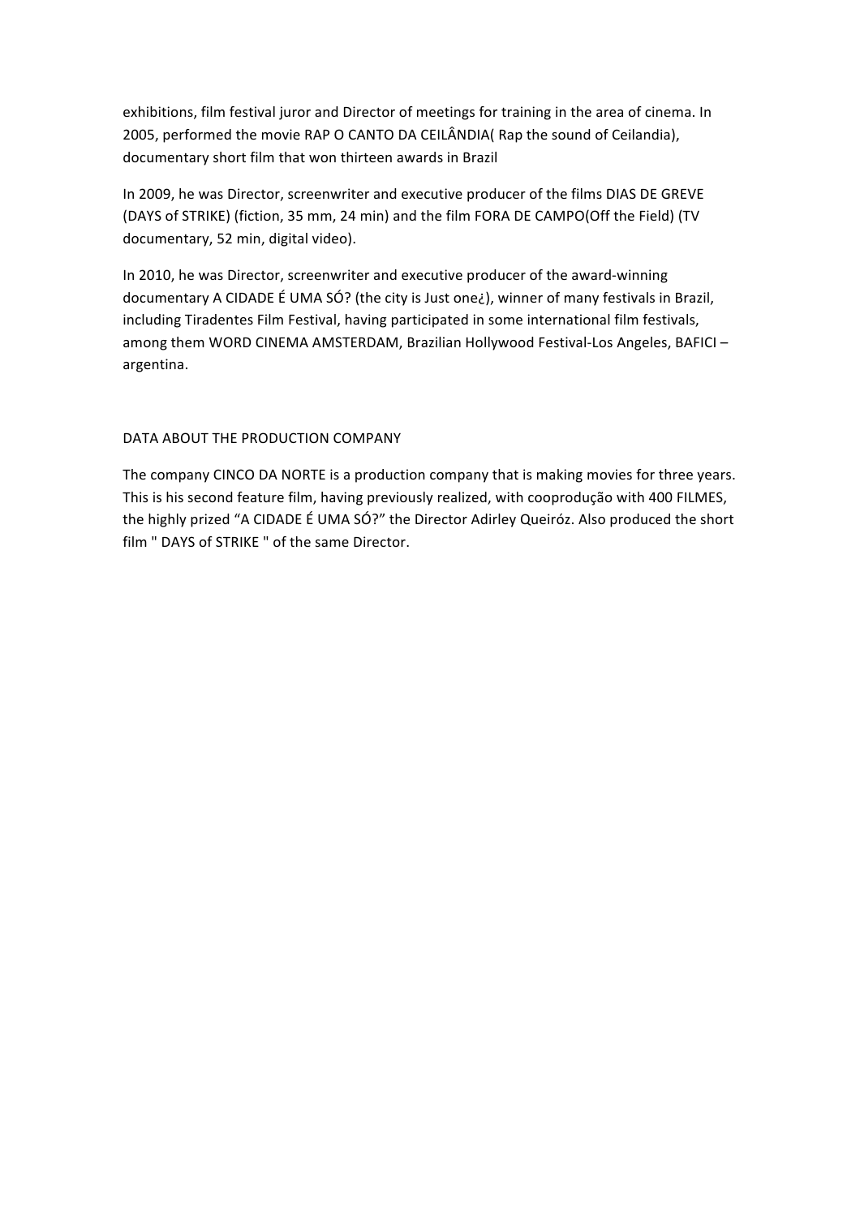exhibitions, film festival juror and Director of meetings for training in the area of cinema. In 2005, performed the movie RAP O CANTO DA CEILÂNDIA( Rap the sound of Ceilandia), documentary short film that won thirteen awards in Brazil

In 2009, he was Director, screenwriter and executive producer of the films DIAS DE GREVE (DAYS of STRIKE) (fiction, 35 mm, 24 min) and the film FORA DE CAMPO(Off the Field) (TV documentary, 52 min, digital video).

In 2010, he was Director, screenwriter and executive producer of the award-winning documentary A CIDADE É UMA SÓ? (the city is Just one¿), winner of many festivals in Brazil, including Tiradentes Film Festival, having participated in some international film festivals, among them WORD CINEMA AMSTERDAM, Brazilian Hollywood Festival-Los Angeles, BAFICI – argentina.

DATA ABOUT THE PRODUCTION COMPANY

The company CINCO DA NORTE is a production company that is making movies for three years. This is his second feature film, having previously realized, with cooprodução with 400 FILMES, the highly prized "A CIDADE É UMA SÓ?" the Director Adirley Queiróz. Also produced the short film " DAYS of STRIKE " of the same Director.